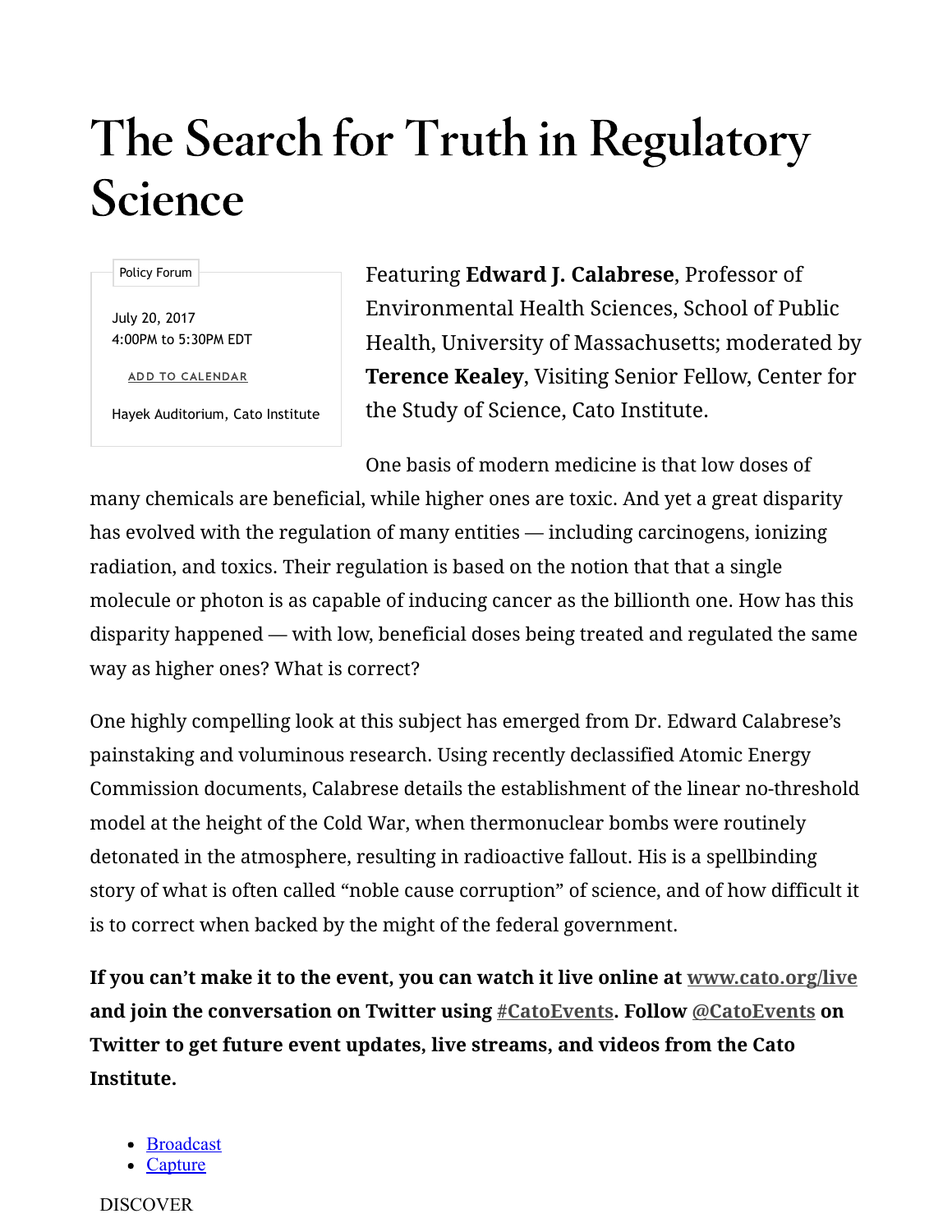# The Search for Truth in Regulatory Science

Policy Forum

July 20, 2017
4:00PM to 5:30PM EDT

ADD TO CALENDAR

Hayek Auditorium, Cato Institute

Featuring **Edward J. Calabrese**, Professor of Environmental Health Sciences, School of Public Health, University of Massachusetts; moderated by **Terence Kealey**, Visiting Senior Fellow, Center for the Study of Science, Cato Institute.

One basis of modern medicine is that low doses of many chemicals are beneficial, while higher ones are toxic. And yet a great disparity has evolved with the regulation of many entities — including carcinogens, ionizing radiation, and toxics. Their regulation is based on the notion that that a single molecule or photon is as capable of inducing cancer as the billionth one. How has this disparity happened — with low, beneficial doses being treated and regulated the same way as higher ones? What is correct?

One highly compelling look at this subject has emerged from Dr. Edward Calabrese's painstaking and voluminous research. Using recently declassified Atomic Energy Commission documents, Calabrese details the establishment of the linear no-threshold model at the height of the Cold War, when thermonuclear bombs were routinely detonated in the atmosphere, resulting in radioactive fallout. His is a spellbinding story of what is often called "noble cause corruption" of science, and of how difficult it is to correct when backed by the might of the federal government.

**If you can't make it to the event, you can watch it live online at [www.cato.org/live](www.cato.org/live) and join the conversation on Twitter using [#CatoEvents](#CatoEvents). Follow [@CatoEvents](@CatoEvents) on Twitter to get future event updates, live streams, and videos from the Cato Institute.**

- Broadcast
- Capture

DISCOVER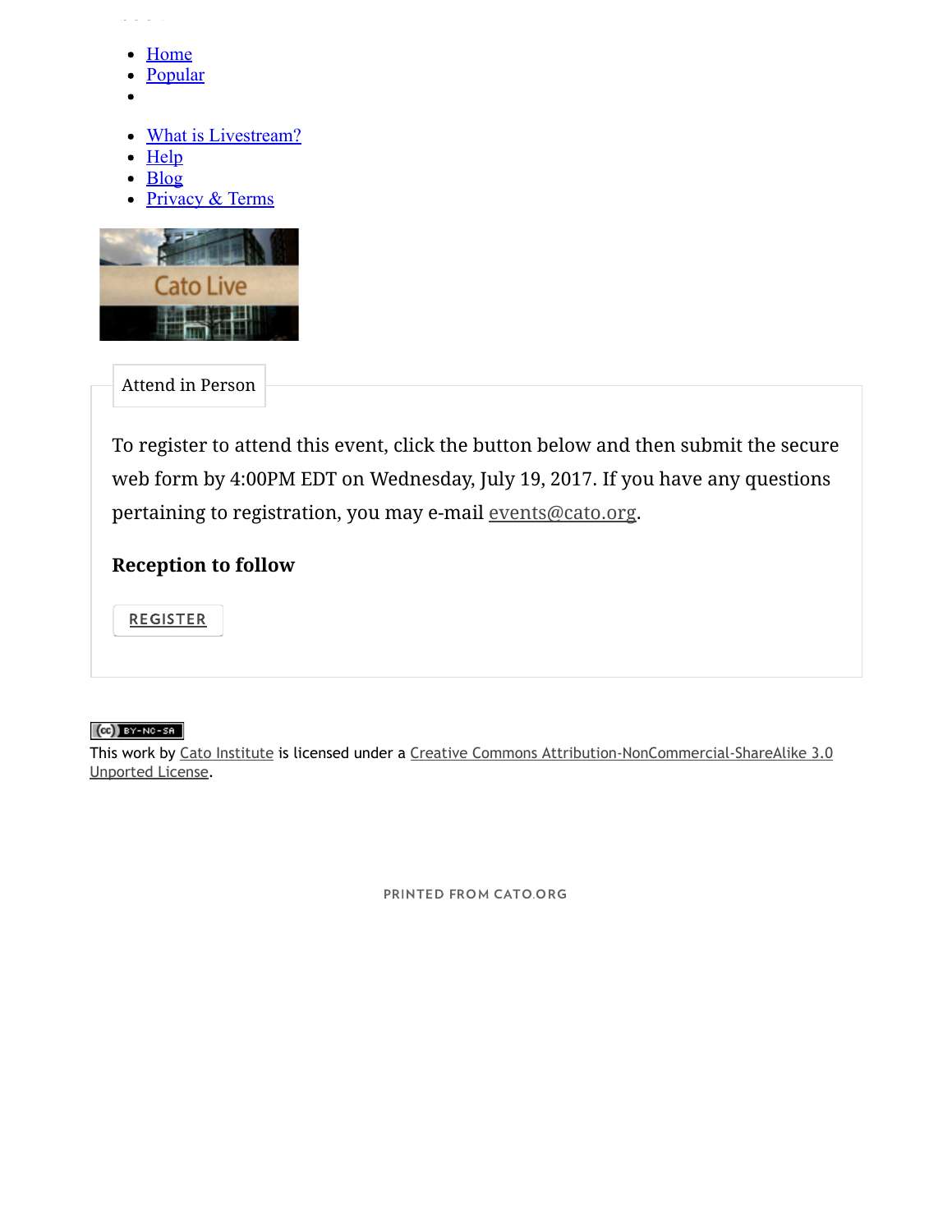- Home
- Popular
-

- What is Livestream?
- Help
- Blog
- Privacy & Terms

Cato Live

Attend in Person

To register to attend this event, click the button below and then submit the secure web form by 4:00PM EDT on Wednesday, July 19, 2017. If you have any questions pertaining to registration, you may e-mail events@cato.org.

**Reception to follow**

REGISTER

This work by Cato Institute is licensed under a Creative Commons Attribution-NonCommercial-ShareAlike 3.0 Unported License.

PRINTED FROM CATO.ORG